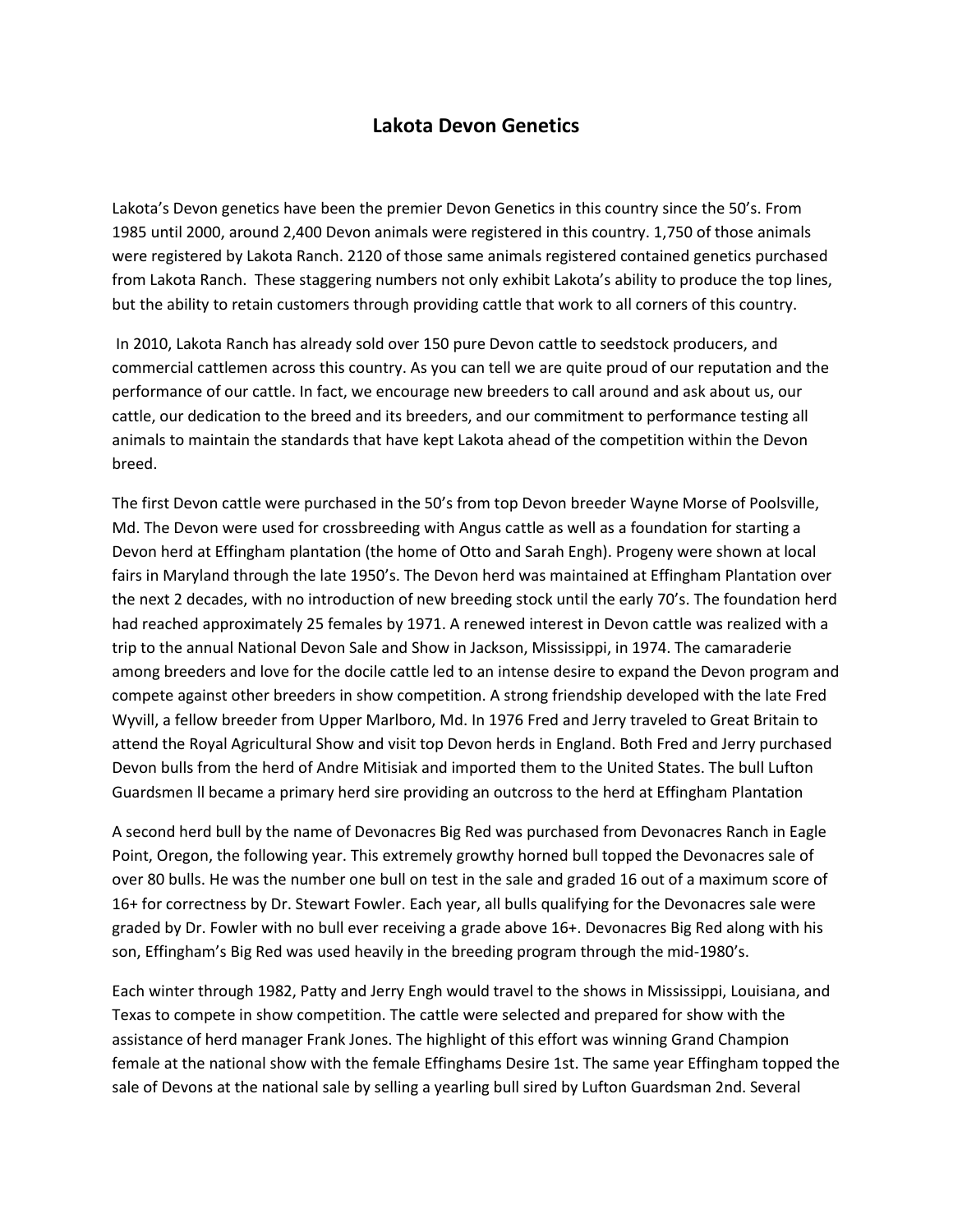# Lakota Devon Genetics

Lakota's Devon genetics have been the premier Devon Genetics in this country since the 50's. From 1985 until 2000, around 2,400 Devon animals were registered in this country. 1,750 of those animals were registered by Lakota Ranch. 2120 of those same animals registered contained genetics purchased from Lakota Ranch. These staggering numbers not only exhibit Lakota's ability to produce the top lines, but the ability to retain customers through providing cattle that work to all corners of this country.

In 2010, Lakota Ranch has already sold over 150 pure Devon cattle to seedstock producers, and commercial cattlemen across this country. As you can tell we are quite proud of our reputation and the performance of our cattle. In fact, we encourage new breeders to call around and ask about us, our cattle, our dedication to the breed and its breeders, and our commitment to performance testing all animals to maintain the standards that have kept Lakota ahead of the competition within the Devon breed.

The first Devon cattle were purchased in the 50's from top Devon breeder Wayne Morse of Poolsville, Md. The Devon were used for crossbreeding with Angus cattle as well as a foundation for starting a Devon herd at Effingham plantation (the home of Otto and Sarah Engh). Progeny were shown at local fairs in Maryland through the late 1950's. The Devon herd was maintained at Effingham Plantation over the next 2 decades, with no introduction of new breeding stock until the early 70's. The foundation herd had reached approximately 25 females by 1971. A renewed interest in Devon cattle was realized with a trip to the annual National Devon Sale and Show in Jackson, Mississippi, in 1974. The camaraderie among breeders and love for the docile cattle led to an intense desire to expand the Devon program and compete against other breeders in show competition. A strong friendship developed with the late Fred Wyvill, a fellow breeder from Upper Marlboro, Md. In 1976 Fred and Jerry traveled to Great Britain to attend the Royal Agricultural Show and visit top Devon herds in England. Both Fred and Jerry purchased Devon bulls from the herd of Andre Mitisiak and imported them to the United States. The bull Lufton Guardsmen ll became a primary herd sire providing an outcross to the herd at Effingham Plantation

A second herd bull by the name of Devonacres Big Red was purchased from Devonacres Ranch in Eagle Point, Oregon, the following year. This extremely growthy horned bull topped the Devonacres sale of over 80 bulls. He was the number one bull on test in the sale and graded 16 out of a maximum score of 16+ for correctness by Dr. Stewart Fowler. Each year, all bulls qualifying for the Devonacres sale were graded by Dr. Fowler with no bull ever receiving a grade above 16+. Devonacres Big Red along with his son, Effingham's Big Red was used heavily in the breeding program through the mid-1980's.

Each winter through 1982, Patty and Jerry Engh would travel to the shows in Mississippi, Louisiana, and Texas to compete in show competition. The cattle were selected and prepared for show with the assistance of herd manager Frank Jones. The highlight of this effort was winning Grand Champion female at the national show with the female Effinghams Desire 1st. The same year Effingham topped the sale of Devons at the national sale by selling a yearling bull sired by Lufton Guardsman 2nd. Several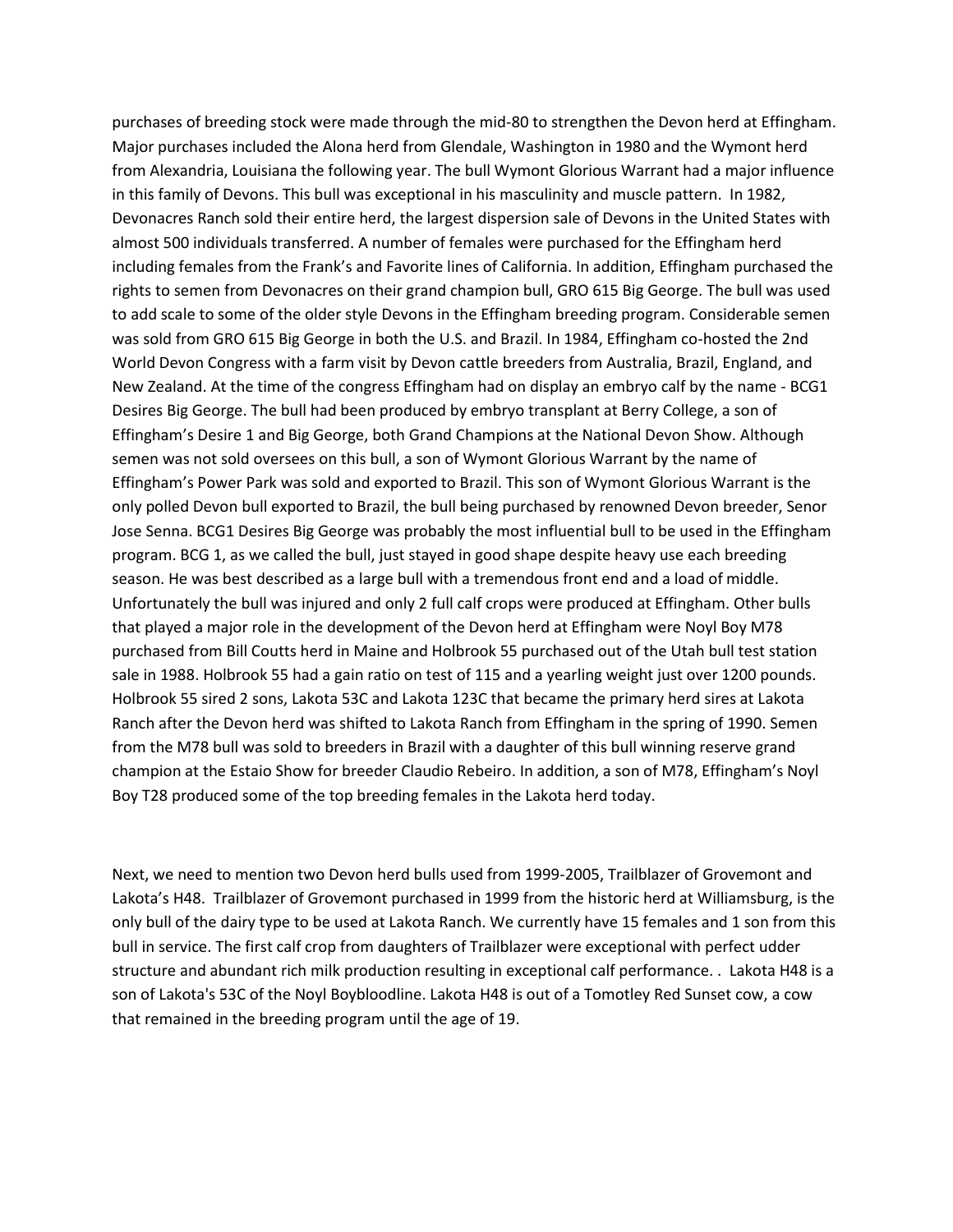purchases of breeding stock were made through the mid-80 to strengthen the Devon herd at Effingham. Major purchases included the Alona herd from Glendale, Washington in 1980 and the Wymont herd from Alexandria, Louisiana the following year. The bull Wymont Glorious Warrant had a major influence in this family of Devons. This bull was exceptional in his masculinity and muscle pattern. In 1982, Devonacres Ranch sold their entire herd, the largest dispersion sale of Devons in the United States with almost 500 individuals transferred. A number of females were purchased for the Effingham herd including females from the Frank's and Favorite lines of California. In addition, Effingham purchased the rights to semen from Devonacres on their grand champion bull, GRO 615 Big George. The bull was used to add scale to some of the older style Devons in the Effingham breeding program. Considerable semen was sold from GRO 615 Big George in both the U.S. and Brazil. In 1984, Effingham co-hosted the 2nd World Devon Congress with a farm visit by Devon cattle breeders from Australia, Brazil, England, and New Zealand. At the time of the congress Effingham had on display an embryo calf by the name - BCG1 Desires Big George. The bull had been produced by embryo transplant at Berry College, a son of Effingham's Desire 1 and Big George, both Grand Champions at the National Devon Show. Although semen was not sold oversees on this bull, a son of Wymont Glorious Warrant by the name of Effingham's Power Park was sold and exported to Brazil. This son of Wymont Glorious Warrant is the only polled Devon bull exported to Brazil, the bull being purchased by renowned Devon breeder, Senor Jose Senna. BCG1 Desires Big George was probably the most influential bull to be used in the Effingham program. BCG 1, as we called the bull, just stayed in good shape despite heavy use each breeding season. He was best described as a large bull with a tremendous front end and a load of middle. Unfortunately the bull was injured and only 2 full calf crops were produced at Effingham. Other bulls that played a major role in the development of the Devon herd at Effingham were Noyl Boy M78 purchased from Bill Coutts herd in Maine and Holbrook 55 purchased out of the Utah bull test station sale in 1988. Holbrook 55 had a gain ratio on test of 115 and a yearling weight just over 1200 pounds. Holbrook 55 sired 2 sons, Lakota 53C and Lakota 123C that became the primary herd sires at Lakota Ranch after the Devon herd was shifted to Lakota Ranch from Effingham in the spring of 1990. Semen from the M78 bull was sold to breeders in Brazil with a daughter of this bull winning reserve grand champion at the Estaio Show for breeder Claudio Rebeiro. In addition, a son of M78, Effingham's Noyl Boy T28 produced some of the top breeding females in the Lakota herd today.

Next, we need to mention two Devon herd bulls used from 1999-2005, Trailblazer of Grovemont and Lakota's H48. Trailblazer of Grovemont purchased in 1999 from the historic herd at Williamsburg, is the only bull of the dairy type to be used at Lakota Ranch. We currently have 15 females and 1 son from this bull in service. The first calf crop from daughters of Trailblazer were exceptional with perfect udder structure and abundant rich milk production resulting in exceptional calf performance. . Lakota H48 is a son of Lakota's 53C of the Noyl Boybloodline. Lakota H48 is out of a Tomotley Red Sunset cow, a cow that remained in the breeding program until the age of 19.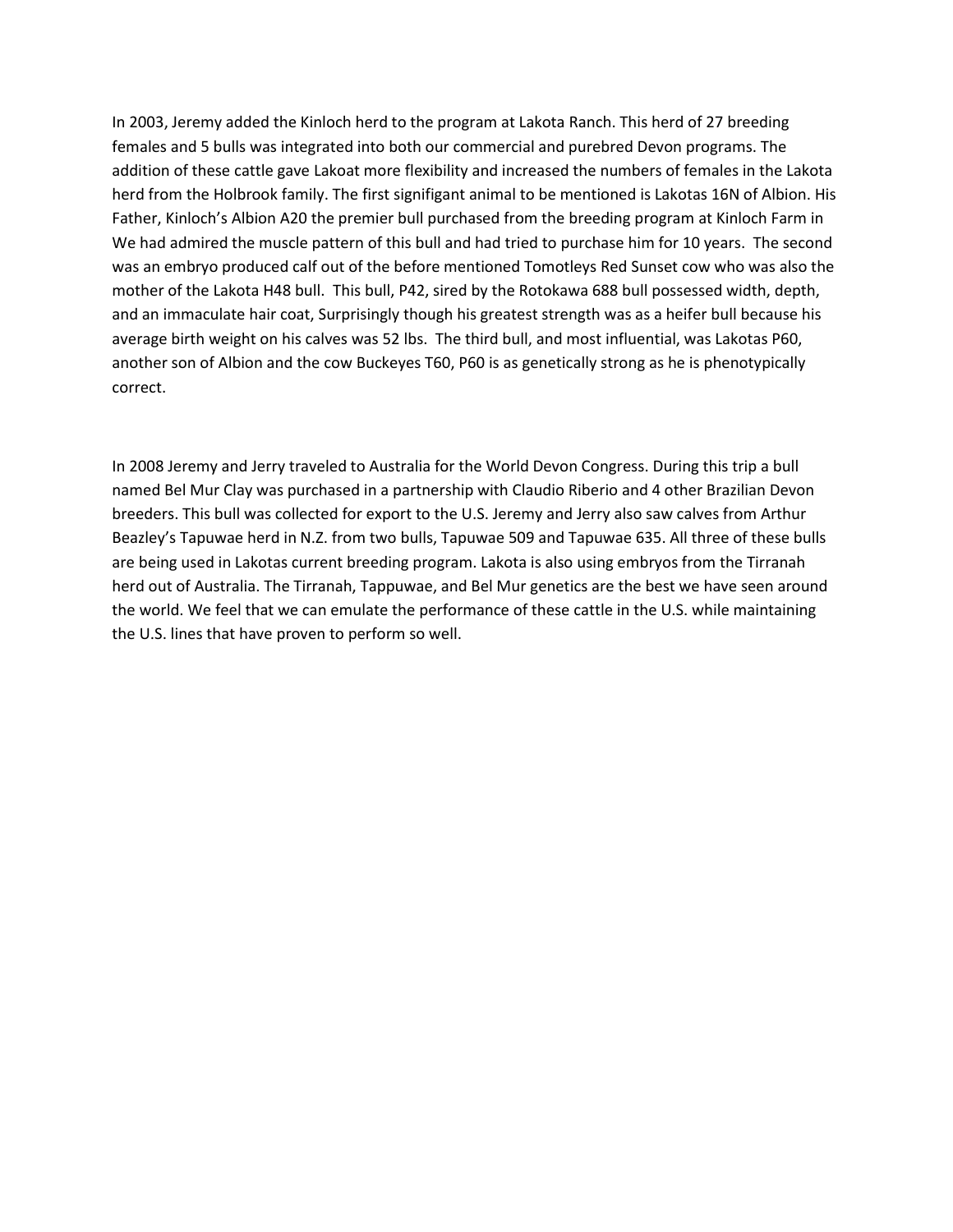In 2003, Jeremy added the Kinloch herd to the program at Lakota Ranch. This herd of 27 breeding females and 5 bulls was integrated into both our commercial and purebred Devon programs. The addition of these cattle gave Lakoat more flexibility and increased the numbers of females in the Lakota herd from the Holbrook family. The first signifigant animal to be mentioned is Lakotas 16N of Albion. His Father, Kinloch's Albion A20 the premier bull purchased from the breeding program at Kinloch Farm in We had admired the muscle pattern of this bull and had tried to purchase him for 10 years. The second was an embryo produced calf out of the before mentioned Tomotleys Red Sunset cow who was also the mother of the Lakota H48 bull. This bull, P42, sired by the Rotokawa 688 bull possessed width, depth, and an immaculate hair coat, Surprisingly though his greatest strength was as a heifer bull because his average birth weight on his calves was 52 lbs. The third bull, and most influential, was Lakotas P60, another son of Albion and the cow Buckeyes T60, P60 is as genetically strong as he is phenotypically correct.

In 2008 Jeremy and Jerry traveled to Australia for the World Devon Congress. During this trip a bull named Bel Mur Clay was purchased in a partnership with Claudio Riberio and 4 other Brazilian Devon breeders. This bull was collected for export to the U.S. Jeremy and Jerry also saw calves from Arthur Beazley's Tapuwae herd in N.Z. from two bulls, Tapuwae 509 and Tapuwae 635. All three of these bulls are being used in Lakotas current breeding program. Lakota is also using embryos from the Tirranah herd out of Australia. The Tirranah, Tappuwae, and Bel Mur genetics are the best we have seen around the world. We feel that we can emulate the performance of these cattle in the U.S. while maintaining the U.S. lines that have proven to perform so well.